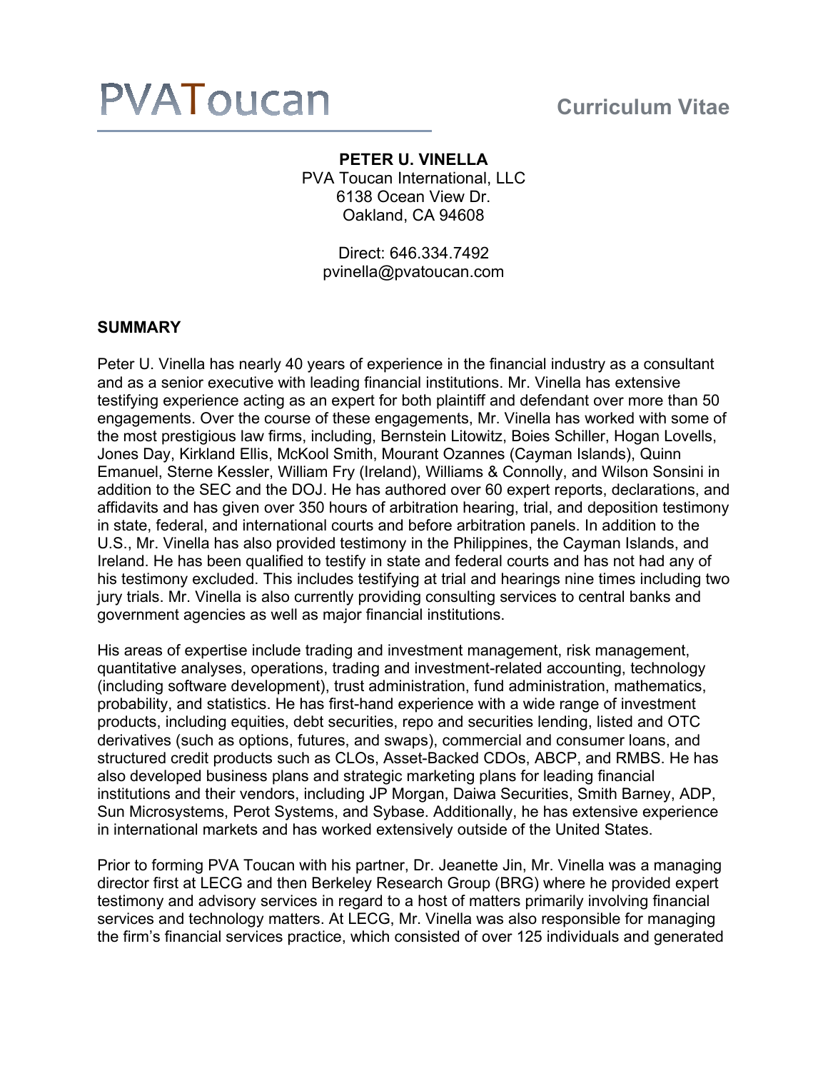PVAToucan

Curriculum Vitae

**PETER U. VINELLA**
PVA Toucan International, LLC
6138 Ocean View Dr.
Oakland, CA 94608

Direct: 646.334.7492
pvinella@pvatoucan.com

## SUMMARY

Peter U. Vinella has nearly 40 years of experience in the financial industry as a consultant and as a senior executive with leading financial institutions. Mr. Vinella has extensive testifying experience acting as an expert for both plaintiff and defendant over more than 50 engagements. Over the course of these engagements, Mr. Vinella has worked with some of the most prestigious law firms, including, Bernstein Litowitz, Boies Schiller, Hogan Lovells, Jones Day, Kirkland Ellis, McKool Smith, Mourant Ozannes (Cayman Islands), Quinn Emanuel, Sterne Kessler, William Fry (Ireland), Williams & Connolly, and Wilson Sonsini in addition to the SEC and the DOJ. He has authored over 60 expert reports, declarations, and affidavits and has given over 350 hours of arbitration hearing, trial, and deposition testimony in state, federal, and international courts and before arbitration panels. In addition to the U.S., Mr. Vinella has also provided testimony in the Philippines, the Cayman Islands, and Ireland. He has been qualified to testify in state and federal courts and has not had any of his testimony excluded. This includes testifying at trial and hearings nine times including two jury trials. Mr. Vinella is also currently providing consulting services to central banks and government agencies as well as major financial institutions.

His areas of expertise include trading and investment management, risk management, quantitative analyses, operations, trading and investment-related accounting, technology (including software development), trust administration, fund administration, mathematics, probability, and statistics. He has first-hand experience with a wide range of investment products, including equities, debt securities, repo and securities lending, listed and OTC derivatives (such as options, futures, and swaps), commercial and consumer loans, and structured credit products such as CLOs, Asset-Backed CDOs, ABCP, and RMBS. He has also developed business plans and strategic marketing plans for leading financial institutions and their vendors, including JP Morgan, Daiwa Securities, Smith Barney, ADP, Sun Microsystems, Perot Systems, and Sybase. Additionally, he has extensive experience in international markets and has worked extensively outside of the United States.

Prior to forming PVA Toucan with his partner, Dr. Jeanette Jin, Mr. Vinella was a managing director first at LECG and then Berkeley Research Group (BRG) where he provided expert testimony and advisory services in regard to a host of matters primarily involving financial services and technology matters. At LECG, Mr. Vinella was also responsible for managing the firm's financial services practice, which consisted of over 125 individuals and generated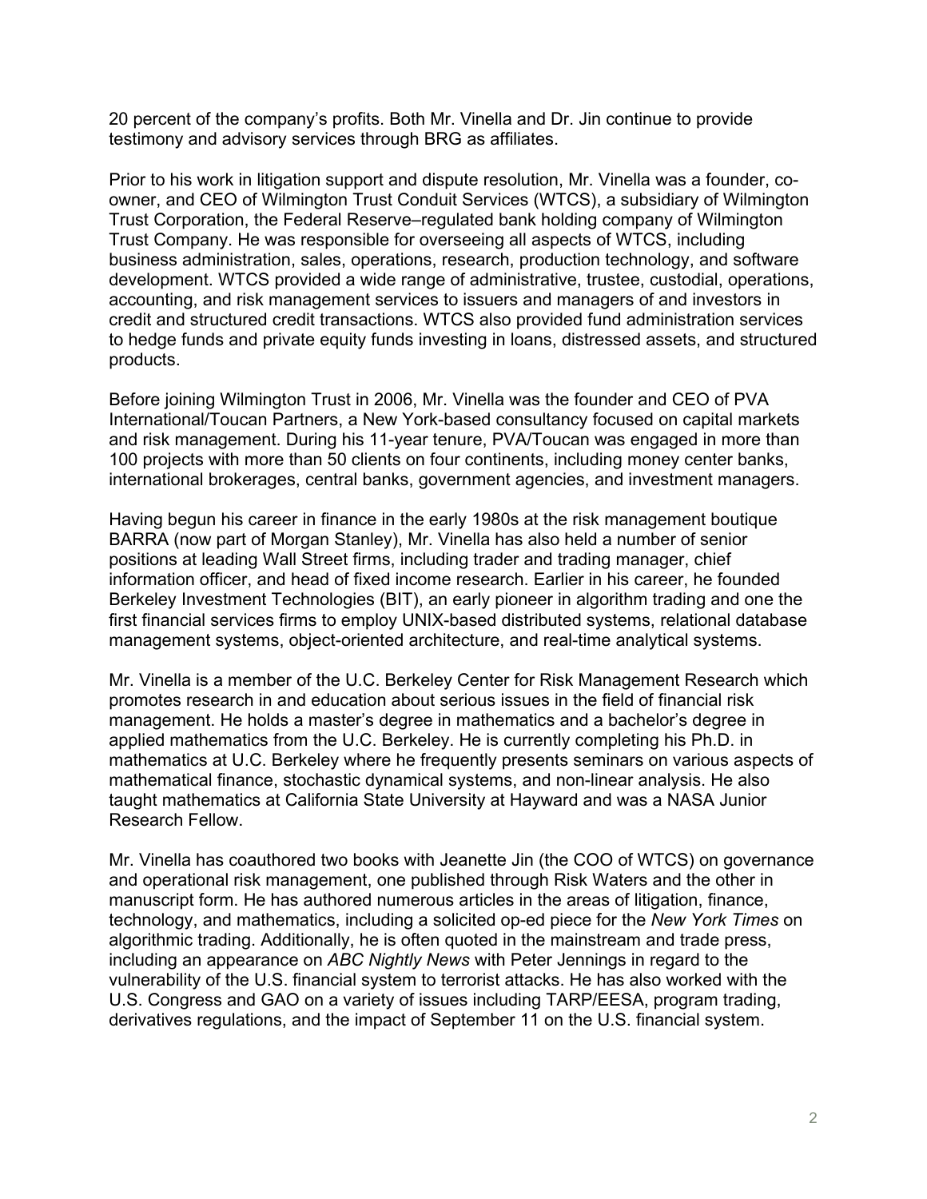20 percent of the company's profits. Both Mr. Vinella and Dr. Jin continue to provide testimony and advisory services through BRG as affiliates.

Prior to his work in litigation support and dispute resolution, Mr. Vinella was a founder, co-owner, and CEO of Wilmington Trust Conduit Services (WTCS), a subsidiary of Wilmington Trust Corporation, the Federal Reserve–regulated bank holding company of Wilmington Trust Company. He was responsible for overseeing all aspects of WTCS, including business administration, sales, operations, research, production technology, and software development. WTCS provided a wide range of administrative, trustee, custodial, operations, accounting, and risk management services to issuers and managers of and investors in credit and structured credit transactions. WTCS also provided fund administration services to hedge funds and private equity funds investing in loans, distressed assets, and structured products.

Before joining Wilmington Trust in 2006, Mr. Vinella was the founder and CEO of PVA International/Toucan Partners, a New York-based consultancy focused on capital markets and risk management. During his 11-year tenure, PVA/Toucan was engaged in more than 100 projects with more than 50 clients on four continents, including money center banks, international brokerages, central banks, government agencies, and investment managers.

Having begun his career in finance in the early 1980s at the risk management boutique BARRA (now part of Morgan Stanley), Mr. Vinella has also held a number of senior positions at leading Wall Street firms, including trader and trading manager, chief information officer, and head of fixed income research. Earlier in his career, he founded Berkeley Investment Technologies (BIT), an early pioneer in algorithm trading and one the first financial services firms to employ UNIX-based distributed systems, relational database management systems, object-oriented architecture, and real-time analytical systems.

Mr. Vinella is a member of the U.C. Berkeley Center for Risk Management Research which promotes research in and education about serious issues in the field of financial risk management. He holds a master's degree in mathematics and a bachelor's degree in applied mathematics from the U.C. Berkeley. He is currently completing his Ph.D. in mathematics at U.C. Berkeley where he frequently presents seminars on various aspects of mathematical finance, stochastic dynamical systems, and non-linear analysis. He also taught mathematics at California State University at Hayward and was a NASA Junior Research Fellow.

Mr. Vinella has coauthored two books with Jeanette Jin (the COO of WTCS) on governance and operational risk management, one published through Risk Waters and the other in manuscript form. He has authored numerous articles in the areas of litigation, finance, technology, and mathematics, including a solicited op-ed piece for the *New York Times* on algorithmic trading. Additionally, he is often quoted in the mainstream and trade press, including an appearance on *ABC Nightly News* with Peter Jennings in regard to the vulnerability of the U.S. financial system to terrorist attacks. He has also worked with the U.S. Congress and GAO on a variety of issues including TARP/EESA, program trading, derivatives regulations, and the impact of September 11 on the U.S. financial system.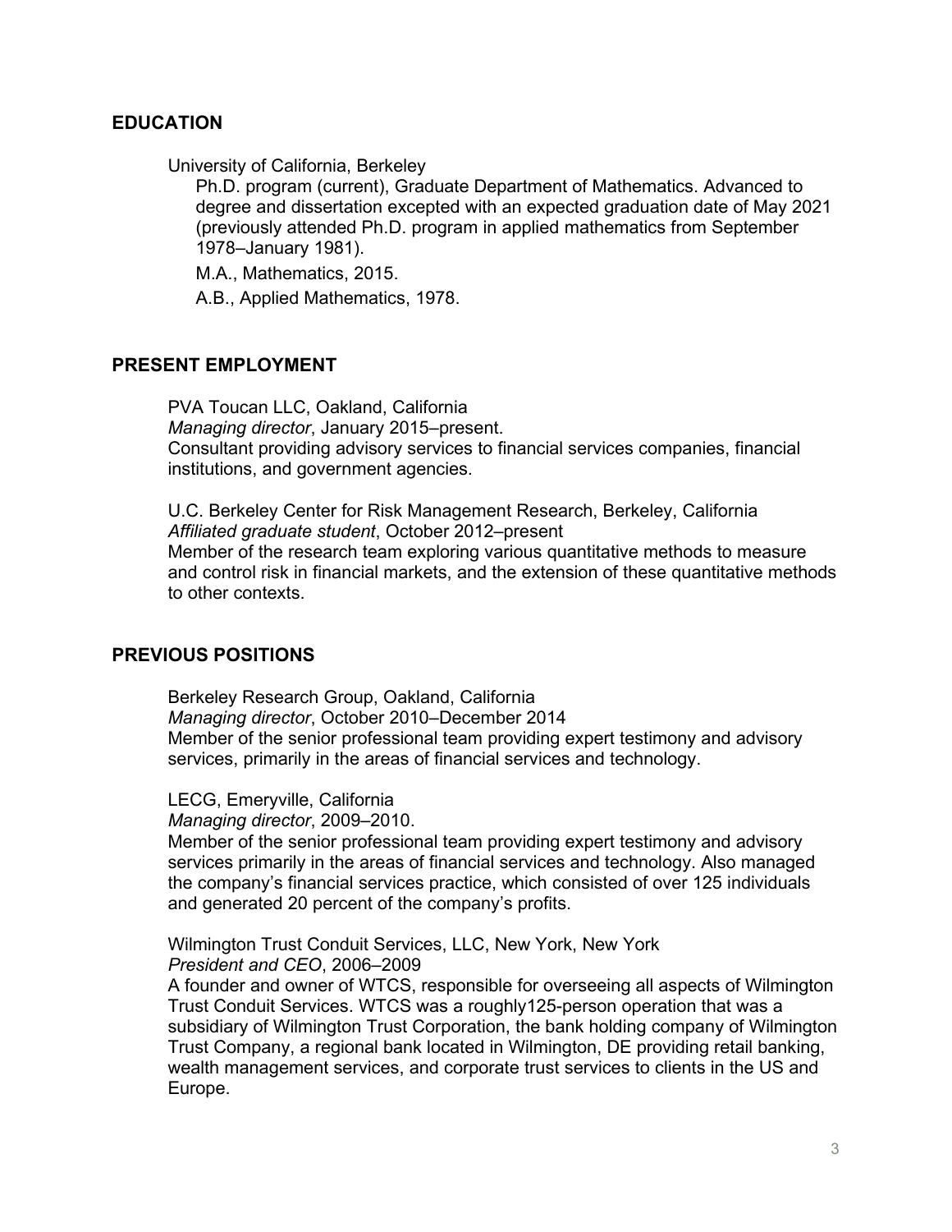## EDUCATION

University of California, Berkeley

Ph.D. program (current), Graduate Department of Mathematics. Advanced to degree and dissertation excepted with an expected graduation date of May 2021 (previously attended Ph.D. program in applied mathematics from September 1978–January 1981).

M.A., Mathematics, 2015.

A.B., Applied Mathematics, 1978.

## PRESENT EMPLOYMENT

PVA Toucan LLC, Oakland, California
*Managing director*, January 2015–present.
Consultant providing advisory services to financial services companies, financial institutions, and government agencies.

U.C. Berkeley Center for Risk Management Research, Berkeley, California
*Affiliated graduate student*, October 2012–present
Member of the research team exploring various quantitative methods to measure and control risk in financial markets, and the extension of these quantitative methods to other contexts.

## PREVIOUS POSITIONS

Berkeley Research Group, Oakland, California
*Managing director*, October 2010–December 2014
Member of the senior professional team providing expert testimony and advisory services, primarily in the areas of financial services and technology.

LECG, Emeryville, California
*Managing director*, 2009–2010.
Member of the senior professional team providing expert testimony and advisory services primarily in the areas of financial services and technology. Also managed the company's financial services practice, which consisted of over 125 individuals and generated 20 percent of the company's profits.

Wilmington Trust Conduit Services, LLC, New York, New York
*President and CEO*, 2006–2009
A founder and owner of WTCS, responsible for overseeing all aspects of Wilmington Trust Conduit Services. WTCS was a roughly125-person operation that was a subsidiary of Wilmington Trust Corporation, the bank holding company of Wilmington Trust Company, a regional bank located in Wilmington, DE providing retail banking, wealth management services, and corporate trust services to clients in the US and Europe.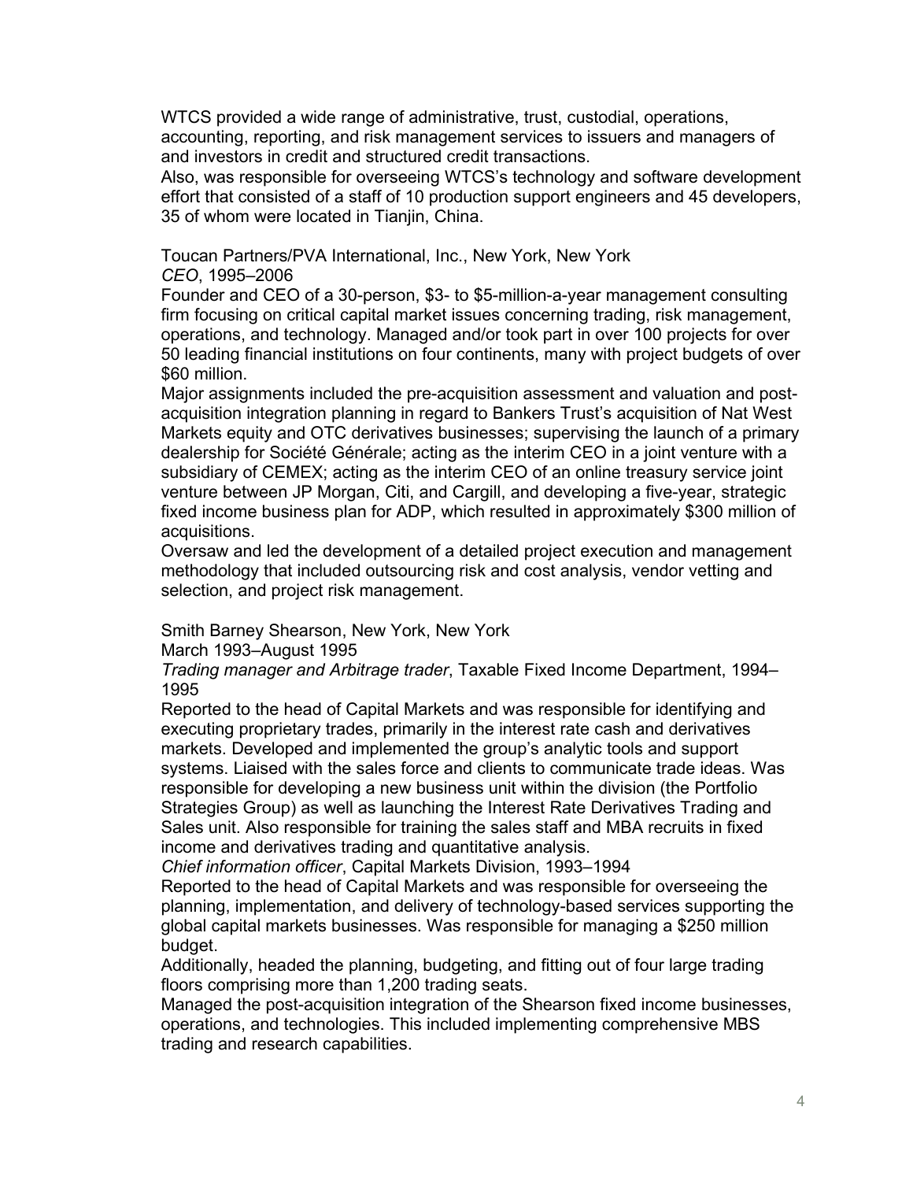WTCS provided a wide range of administrative, trust, custodial, operations, accounting, reporting, and risk management services to issuers and managers of and investors in credit and structured credit transactions.

Also, was responsible for overseeing WTCS's technology and software development effort that consisted of a staff of 10 production support engineers and 45 developers, 35 of whom were located in Tianjin, China.

Toucan Partners/PVA International, Inc., New York, New York
*CEO*, 1995–2006

Founder and CEO of a 30-person, $3- to $5-million-a-year management consulting firm focusing on critical capital market issues concerning trading, risk management, operations, and technology. Managed and/or took part in over 100 projects for over 50 leading financial institutions on four continents, many with project budgets of over $60 million.

Major assignments included the pre-acquisition assessment and valuation and post-acquisition integration planning in regard to Bankers Trust's acquisition of Nat West Markets equity and OTC derivatives businesses; supervising the launch of a primary dealership for Société Générale; acting as the interim CEO in a joint venture with a subsidiary of CEMEX; acting as the interim CEO of an online treasury service joint venture between JP Morgan, Citi, and Cargill, and developing a five-year, strategic fixed income business plan for ADP, which resulted in approximately $300 million of acquisitions.

Oversaw and led the development of a detailed project execution and management methodology that included outsourcing risk and cost analysis, vendor vetting and selection, and project risk management.

Smith Barney Shearson, New York, New York
March 1993–August 1995

*Trading manager and Arbitrage trader*, Taxable Fixed Income Department, 1994–1995

Reported to the head of Capital Markets and was responsible for identifying and executing proprietary trades, primarily in the interest rate cash and derivatives markets. Developed and implemented the group's analytic tools and support systems. Liaised with the sales force and clients to communicate trade ideas. Was responsible for developing a new business unit within the division (the Portfolio Strategies Group) as well as launching the Interest Rate Derivatives Trading and Sales unit. Also responsible for training the sales staff and MBA recruits in fixed income and derivatives trading and quantitative analysis.

*Chief information officer*, Capital Markets Division, 1993–1994

Reported to the head of Capital Markets and was responsible for overseeing the planning, implementation, and delivery of technology-based services supporting the global capital markets businesses. Was responsible for managing a $250 million budget.

Additionally, headed the planning, budgeting, and fitting out of four large trading floors comprising more than 1,200 trading seats.

Managed the post-acquisition integration of the Shearson fixed income businesses, operations, and technologies. This included implementing comprehensive MBS trading and research capabilities.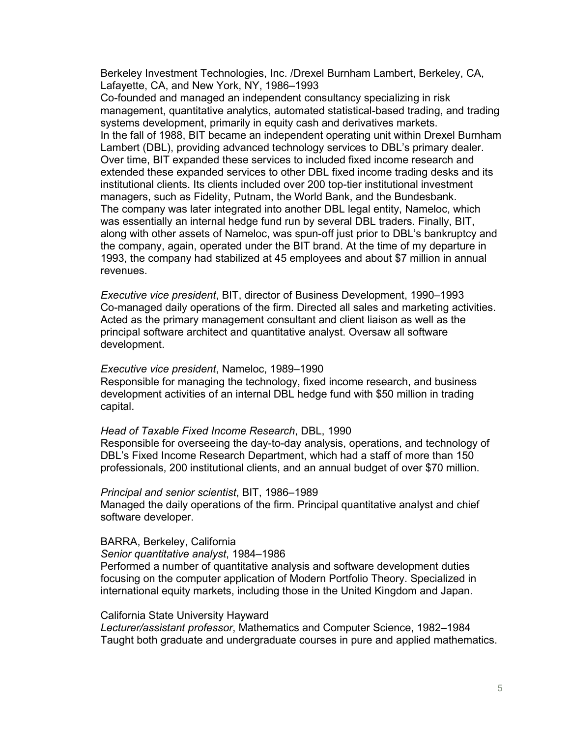Berkeley Investment Technologies, Inc. /Drexel Burnham Lambert, Berkeley, CA, Lafayette, CA, and New York, NY, 1986–1993
Co-founded and managed an independent consultancy specializing in risk management, quantitative analytics, automated statistical-based trading, and trading systems development, primarily in equity cash and derivatives markets.
In the fall of 1988, BIT became an independent operating unit within Drexel Burnham Lambert (DBL), providing advanced technology services to DBL's primary dealer. Over time, BIT expanded these services to included fixed income research and extended these expanded services to other DBL fixed income trading desks and its institutional clients. Its clients included over 200 top-tier institutional investment managers, such as Fidelity, Putnam, the World Bank, and the Bundesbank.
The company was later integrated into another DBL legal entity, Nameloc, which was essentially an internal hedge fund run by several DBL traders. Finally, BIT, along with other assets of Nameloc, was spun-off just prior to DBL's bankruptcy and the company, again, operated under the BIT brand. At the time of my departure in 1993, the company had stabilized at 45 employees and about $7 million in annual revenues.

*Executive vice president*, BIT, director of Business Development, 1990–1993
Co-managed daily operations of the firm. Directed all sales and marketing activities. Acted as the primary management consultant and client liaison as well as the principal software architect and quantitative analyst. Oversaw all software development.

*Executive vice president*, Nameloc, 1989–1990
Responsible for managing the technology, fixed income research, and business development activities of an internal DBL hedge fund with $50 million in trading capital.

*Head of Taxable Fixed Income Research*, DBL, 1990
Responsible for overseeing the day-to-day analysis, operations, and technology of DBL's Fixed Income Research Department, which had a staff of more than 150 professionals, 200 institutional clients, and an annual budget of over $70 million.

*Principal and senior scientist*, BIT, 1986–1989
Managed the daily operations of the firm. Principal quantitative analyst and chief software developer.

BARRA, Berkeley, California
*Senior quantitative analyst*, 1984–1986
Performed a number of quantitative analysis and software development duties focusing on the computer application of Modern Portfolio Theory. Specialized in international equity markets, including those in the United Kingdom and Japan.

California State University Hayward
*Lecturer/assistant professor*, Mathematics and Computer Science, 1982–1984
Taught both graduate and undergraduate courses in pure and applied mathematics.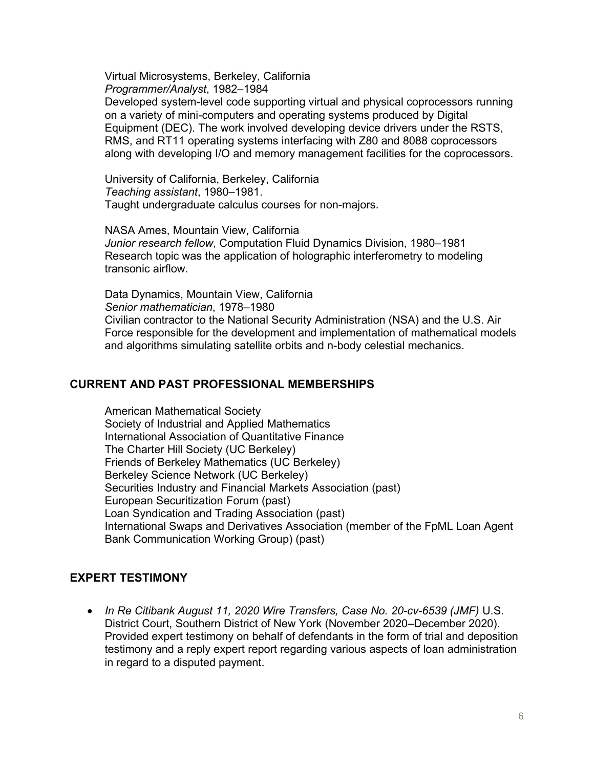Virtual Microsystems, Berkeley, California
*Programmer/Analyst*, 1982–1984
Developed system-level code supporting virtual and physical coprocessors running on a variety of mini-computers and operating systems produced by Digital Equipment (DEC). The work involved developing device drivers under the RSTS, RMS, and RT11 operating systems interfacing with Z80 and 8088 coprocessors along with developing I/O and memory management facilities for the coprocessors.

University of California, Berkeley, California
*Teaching assistant*, 1980–1981.
Taught undergraduate calculus courses for non-majors.

NASA Ames, Mountain View, California
*Junior research fellow*, Computation Fluid Dynamics Division, 1980–1981
Research topic was the application of holographic interferometry to modeling transonic airflow.

Data Dynamics, Mountain View, California
*Senior mathematician*, 1978–1980
Civilian contractor to the National Security Administration (NSA) and the U.S. Air Force responsible for the development and implementation of mathematical models and algorithms simulating satellite orbits and n-body celestial mechanics.

## CURRENT AND PAST PROFESSIONAL MEMBERSHIPS

American Mathematical Society
Society of Industrial and Applied Mathematics
International Association of Quantitative Finance
The Charter Hill Society (UC Berkeley)
Friends of Berkeley Mathematics (UC Berkeley)
Berkeley Science Network (UC Berkeley)
Securities Industry and Financial Markets Association (past)
European Securitization Forum (past)
Loan Syndication and Trading Association (past)
International Swaps and Derivatives Association (member of the FpML Loan Agent Bank Communication Working Group) (past)

## EXPERT TESTIMONY

- *In Re Citibank August 11, 2020 Wire Transfers, Case No. 20-cv-6539 (JMF)* U.S. District Court, Southern District of New York (November 2020–December 2020). Provided expert testimony on behalf of defendants in the form of trial and deposition testimony and a reply expert report regarding various aspects of loan administration in regard to a disputed payment.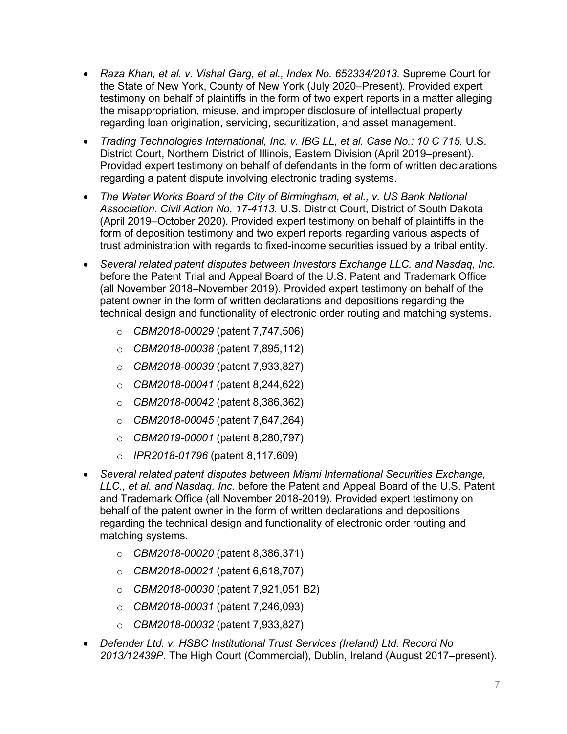- *Raza Khan, et al. v. Vishal Garg, et al., Index No. 652334/2013.* Supreme Court for the State of New York, County of New York (July 2020–Present). Provided expert testimony on behalf of plaintiffs in the form of two expert reports in a matter alleging the misappropriation, misuse, and improper disclosure of intellectual property regarding loan origination, servicing, securitization, and asset management.
- *Trading Technologies International, Inc. v. IBG LL, et al. Case No.: 10 C 715.* U.S. District Court, Northern District of Illinois, Eastern Division (April 2019–present). Provided expert testimony on behalf of defendants in the form of written declarations regarding a patent dispute involving electronic trading systems.
- *The Water Works Board of the City of Birmingham, et al., v. US Bank National Association. Civil Action No. 17-4113.* U.S. District Court, District of South Dakota (April 2019–October 2020). Provided expert testimony on behalf of plaintiffs in the form of deposition testimony and two expert reports regarding various aspects of trust administration with regards to fixed-income securities issued by a tribal entity.
- *Several related patent disputes between Investors Exchange LLC. and Nasdaq, Inc.* before the Patent Trial and Appeal Board of the U.S. Patent and Trademark Office (all November 2018–November 2019). Provided expert testimony on behalf of the patent owner in the form of written declarations and depositions regarding the technical design and functionality of electronic order routing and matching systems.
    - *CBM2018-00029* (patent 7,747,506)
    - *CBM2018-00038* (patent 7,895,112)
    - *CBM2018-00039* (patent 7,933,827)
    - *CBM2018-00041* (patent 8,244,622)
    - *CBM2018-00042* (patent 8,386,362)
    - *CBM2018-00045* (patent 7,647,264)
    - *CBM2019-00001* (patent 8,280,797)
    - *IPR2018-01796* (patent 8,117,609)
- *Several related patent disputes between Miami International Securities Exchange, LLC., et al. and Nasdaq, Inc.* before the Patent and Appeal Board of the U.S. Patent and Trademark Office (all November 2018-2019). Provided expert testimony on behalf of the patent owner in the form of written declarations and depositions regarding the technical design and functionality of electronic order routing and matching systems.
    - *CBM2018-00020* (patent 8,386,371)
    - *CBM2018-00021* (patent 6,618,707)
    - *CBM2018-00030* (patent 7,921,051 B2)
    - *CBM2018-00031* (patent 7,246,093)
    - *CBM2018-00032* (patent 7,933,827)
- *Defender Ltd. v. HSBC Institutional Trust Services (Ireland) Ltd. Record No 2013/12439P.* The High Court (Commercial), Dublin, Ireland (August 2017–present).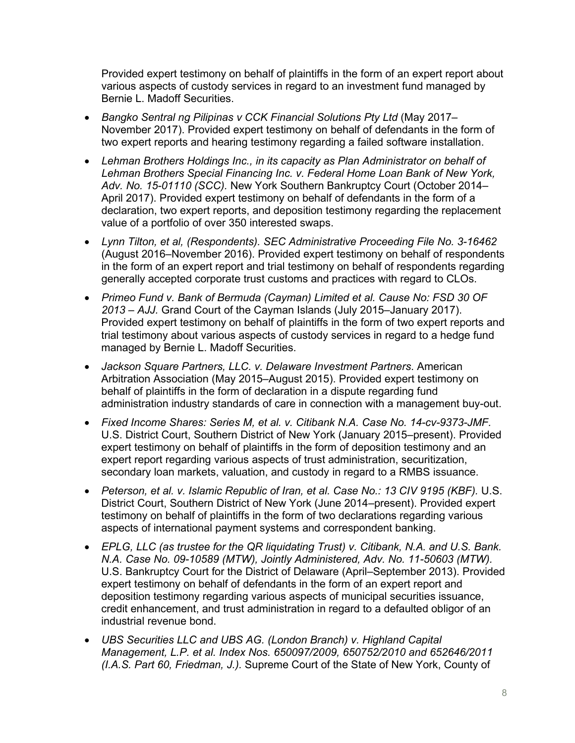Provided expert testimony on behalf of plaintiffs in the form of an expert report about various aspects of custody services in regard to an investment fund managed by Bernie L. Madoff Securities.

- *Bangko Sentral ng Pilipinas v CCK Financial Solutions Pty Ltd* (May 2017–November 2017). Provided expert testimony on behalf of defendants in the form of two expert reports and hearing testimony regarding a failed software installation.
- *Lehman Brothers Holdings Inc., in its capacity as Plan Administrator on behalf of Lehman Brothers Special Financing Inc. v. Federal Home Loan Bank of New York, Adv. No. 15-01110 (SCC).* New York Southern Bankruptcy Court (October 2014–April 2017). Provided expert testimony on behalf of defendants in the form of a declaration, two expert reports, and deposition testimony regarding the replacement value of a portfolio of over 350 interested swaps.
- *Lynn Tilton, et al, (Respondents). SEC Administrative Proceeding File No. 3-16462* (August 2016–November 2016). Provided expert testimony on behalf of respondents in the form of an expert report and trial testimony on behalf of respondents regarding generally accepted corporate trust customs and practices with regard to CLOs.
- *Primeo Fund v. Bank of Bermuda (Cayman) Limited et al. Cause No: FSD 30 OF 2013 – AJJ.* Grand Court of the Cayman Islands (July 2015–January 2017). Provided expert testimony on behalf of plaintiffs in the form of two expert reports and trial testimony about various aspects of custody services in regard to a hedge fund managed by Bernie L. Madoff Securities.
- *Jackson Square Partners, LLC. v. Delaware Investment Partners*. American Arbitration Association (May 2015–August 2015). Provided expert testimony on behalf of plaintiffs in the form of declaration in a dispute regarding fund administration industry standards of care in connection with a management buy-out.
- *Fixed Income Shares: Series M, et al. v. Citibank N.A. Case No. 14-cv-9373-JMF.* U.S. District Court, Southern District of New York (January 2015–present). Provided expert testimony on behalf of plaintiffs in the form of deposition testimony and an expert report regarding various aspects of trust administration, securitization, secondary loan markets, valuation, and custody in regard to a RMBS issuance.
- *Peterson, et al. v. Islamic Republic of Iran, et al. Case No.: 13 CIV 9195 (KBF).* U.S. District Court, Southern District of New York (June 2014–present). Provided expert testimony on behalf of plaintiffs in the form of two declarations regarding various aspects of international payment systems and correspondent banking.
- *EPLG, LLC (as trustee for the QR liquidating Trust) v. Citibank, N.A. and U.S. Bank. N.A. Case No. 09-10589 (MTW), Jointly Administered, Adv. No. 11-50603 (MTW).* U.S. Bankruptcy Court for the District of Delaware (April–September 2013). Provided expert testimony on behalf of defendants in the form of an expert report and deposition testimony regarding various aspects of municipal securities issuance, credit enhancement, and trust administration in regard to a defaulted obligor of an industrial revenue bond.
- *UBS Securities LLC and UBS AG. (London Branch) v. Highland Capital Management, L.P. et al. Index Nos. 650097/2009, 650752/2010 and 652646/2011 (I.A.S. Part 60, Friedman, J.).* Supreme Court of the State of New York, County of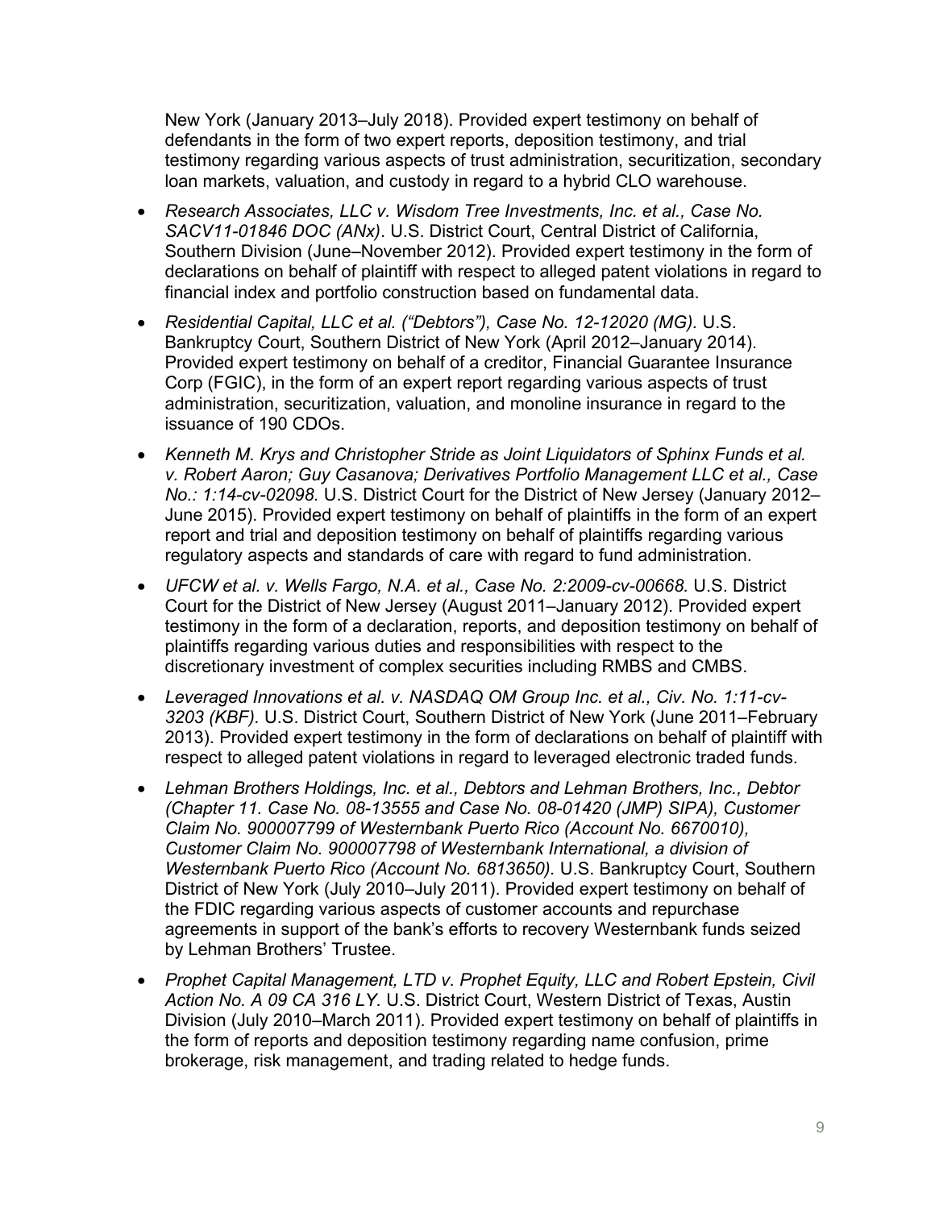New York (January 2013–July 2018). Provided expert testimony on behalf of defendants in the form of two expert reports, deposition testimony, and trial testimony regarding various aspects of trust administration, securitization, secondary loan markets, valuation, and custody in regard to a hybrid CLO warehouse.

- *Research Associates, LLC v. Wisdom Tree Investments, Inc. et al., Case No. SACV11-01846 DOC (ANx).* U.S. District Court, Central District of California, Southern Division (June–November 2012). Provided expert testimony in the form of declarations on behalf of plaintiff with respect to alleged patent violations in regard to financial index and portfolio construction based on fundamental data.
- *Residential Capital, LLC et al. ("Debtors"), Case No. 12-12020 (MG).* U.S. Bankruptcy Court, Southern District of New York (April 2012–January 2014). Provided expert testimony on behalf of a creditor, Financial Guarantee Insurance Corp (FGIC), in the form of an expert report regarding various aspects of trust administration, securitization, valuation, and monoline insurance in regard to the issuance of 190 CDOs.
- *Kenneth M. Krys and Christopher Stride as Joint Liquidators of Sphinx Funds et al. v. Robert Aaron; Guy Casanova; Derivatives Portfolio Management LLC et al., Case No.: 1:14-cv-02098.* U.S. District Court for the District of New Jersey (January 2012–June 2015). Provided expert testimony on behalf of plaintiffs in the form of an expert report and trial and deposition testimony on behalf of plaintiffs regarding various regulatory aspects and standards of care with regard to fund administration.
- *UFCW et al. v. Wells Fargo, N.A. et al., Case No. 2:2009-cv-00668.* U.S. District Court for the District of New Jersey (August 2011–January 2012). Provided expert testimony in the form of a declaration, reports, and deposition testimony on behalf of plaintiffs regarding various duties and responsibilities with respect to the discretionary investment of complex securities including RMBS and CMBS.
- *Leveraged Innovations et al. v. NASDAQ OM Group Inc. et al., Civ. No. 1:11-cv-3203 (KBF).* U.S. District Court, Southern District of New York (June 2011–February 2013). Provided expert testimony in the form of declarations on behalf of plaintiff with respect to alleged patent violations in regard to leveraged electronic traded funds.
- *Lehman Brothers Holdings, Inc. et al., Debtors and Lehman Brothers, Inc., Debtor (Chapter 11. Case No. 08-13555 and Case No. 08-01420 (JMP) SIPA), Customer Claim No. 900007799 of Westernbank Puerto Rico (Account No. 6670010), Customer Claim No. 900007798 of Westernbank International, a division of Westernbank Puerto Rico (Account No. 6813650).* U.S. Bankruptcy Court, Southern District of New York (July 2010–July 2011). Provided expert testimony on behalf of the FDIC regarding various aspects of customer accounts and repurchase agreements in support of the bank's efforts to recovery Westernbank funds seized by Lehman Brothers' Trustee.
- *Prophet Capital Management, LTD v. Prophet Equity, LLC and Robert Epstein, Civil Action No. A 09 CA 316 LY.* U.S. District Court, Western District of Texas, Austin Division (July 2010–March 2011). Provided expert testimony on behalf of plaintiffs in the form of reports and deposition testimony regarding name confusion, prime brokerage, risk management, and trading related to hedge funds.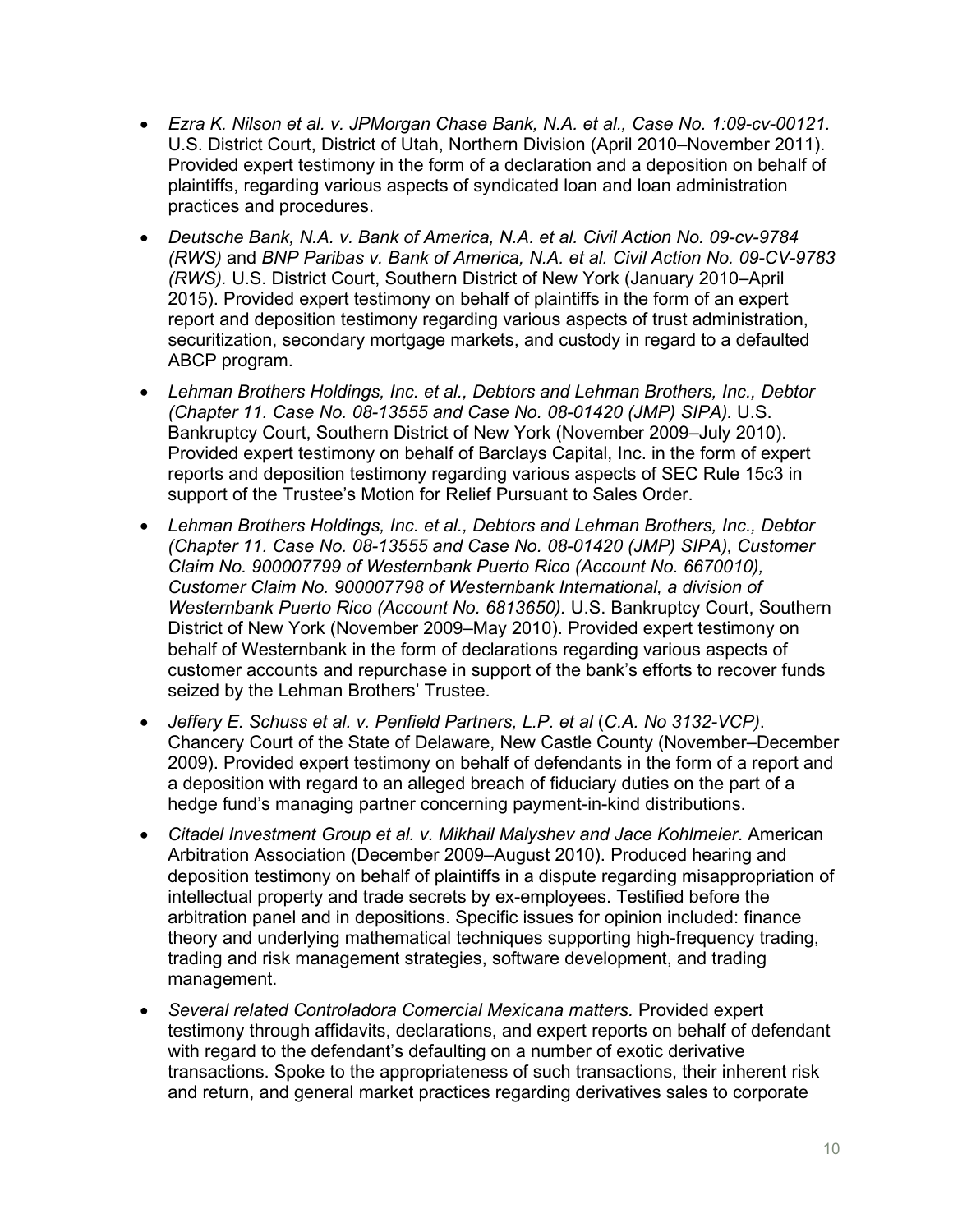- *Ezra K. Nilson et al. v. JPMorgan Chase Bank, N.A. et al., Case No. 1:09-cv-00121.* U.S. District Court, District of Utah, Northern Division (April 2010–November 2011). Provided expert testimony in the form of a declaration and a deposition on behalf of plaintiffs, regarding various aspects of syndicated loan and loan administration practices and procedures.
- *Deutsche Bank, N.A. v. Bank of America, N.A. et al. Civil Action No. 09-cv-9784 (RWS)* and *BNP Paribas v. Bank of America, N.A. et al. Civil Action No. 09-CV-9783 (RWS).* U.S. District Court, Southern District of New York (January 2010–April 2015). Provided expert testimony on behalf of plaintiffs in the form of an expert report and deposition testimony regarding various aspects of trust administration, securitization, secondary mortgage markets, and custody in regard to a defaulted ABCP program.
- *Lehman Brothers Holdings, Inc. et al., Debtors and Lehman Brothers, Inc., Debtor (Chapter 11. Case No. 08-13555 and Case No. 08-01420 (JMP) SIPA).* U.S. Bankruptcy Court, Southern District of New York (November 2009–July 2010). Provided expert testimony on behalf of Barclays Capital, Inc. in the form of expert reports and deposition testimony regarding various aspects of SEC Rule 15c3 in support of the Trustee's Motion for Relief Pursuant to Sales Order.
- *Lehman Brothers Holdings, Inc. et al., Debtors and Lehman Brothers, Inc., Debtor (Chapter 11. Case No. 08-13555 and Case No. 08-01420 (JMP) SIPA), Customer Claim No. 900007799 of Westernbank Puerto Rico (Account No. 6670010), Customer Claim No. 900007798 of Westernbank International, a division of Westernbank Puerto Rico (Account No. 6813650).* U.S. Bankruptcy Court, Southern District of New York (November 2009–May 2010). Provided expert testimony on behalf of Westernbank in the form of declarations regarding various aspects of customer accounts and repurchase in support of the bank's efforts to recover funds seized by the Lehman Brothers' Trustee.
- *Jeffery E. Schuss et al. v. Penfield Partners, L.P. et al* (*C.A. No 3132-VCP)*. Chancery Court of the State of Delaware, New Castle County (November–December 2009). Provided expert testimony on behalf of defendants in the form of a report and a deposition with regard to an alleged breach of fiduciary duties on the part of a hedge fund's managing partner concerning payment-in-kind distributions.
- *Citadel Investment Group et al. v. Mikhail Malyshev and Jace Kohlmeier*. American Arbitration Association (December 2009–August 2010). Produced hearing and deposition testimony on behalf of plaintiffs in a dispute regarding misappropriation of intellectual property and trade secrets by ex-employees. Testified before the arbitration panel and in depositions. Specific issues for opinion included: finance theory and underlying mathematical techniques supporting high-frequency trading, trading and risk management strategies, software development, and trading management.
- *Several related Controladora Comercial Mexicana matters.* Provided expert testimony through affidavits, declarations, and expert reports on behalf of defendant with regard to the defendant's defaulting on a number of exotic derivative transactions. Spoke to the appropriateness of such transactions, their inherent risk and return, and general market practices regarding derivatives sales to corporate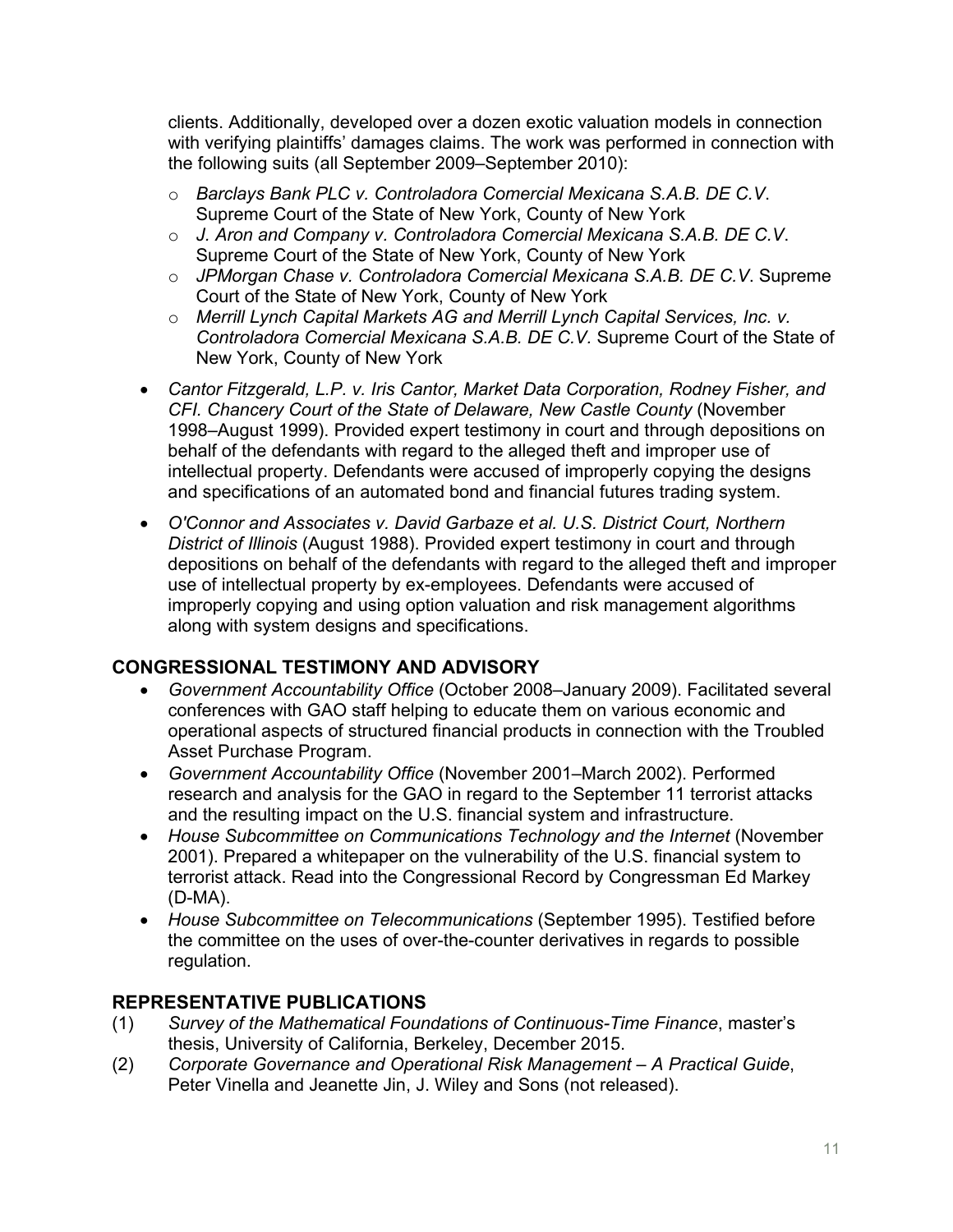clients. Additionally, developed over a dozen exotic valuation models in connection with verifying plaintiffs' damages claims. The work was performed in connection with the following suits (all September 2009–September 2010):

  - *Barclays Bank PLC v. Controladora Comercial Mexicana S.A.B. DE C.V*. Supreme Court of the State of New York, County of New York
  - *J. Aron and Company v. Controladora Comercial Mexicana S.A.B. DE C.V*. Supreme Court of the State of New York, County of New York
  - *JPMorgan Chase v. Controladora Comercial Mexicana S.A.B. DE C.V*. Supreme Court of the State of New York, County of New York
  - *Merrill Lynch Capital Markets AG and Merrill Lynch Capital Services, Inc. v. Controladora Comercial Mexicana S.A.B. DE C.V.* Supreme Court of the State of New York, County of New York

- *Cantor Fitzgerald, L.P. v. Iris Cantor, Market Data Corporation, Rodney Fisher, and CFI. Chancery Court of the State of Delaware, New Castle County* (November 1998–August 1999). Provided expert testimony in court and through depositions on behalf of the defendants with regard to the alleged theft and improper use of intellectual property. Defendants were accused of improperly copying the designs and specifications of an automated bond and financial futures trading system.

- *O'Connor and Associates v. David Garbaze et al. U.S. District Court, Northern District of Illinois* (August 1988). Provided expert testimony in court and through depositions on behalf of the defendants with regard to the alleged theft and improper use of intellectual property by ex-employees. Defendants were accused of improperly copying and using option valuation and risk management algorithms along with system designs and specifications.

## CONGRESSIONAL TESTIMONY AND ADVISORY

- *Government Accountability Office* (October 2008–January 2009). Facilitated several conferences with GAO staff helping to educate them on various economic and operational aspects of structured financial products in connection with the Troubled Asset Purchase Program.
- *Government Accountability Office* (November 2001–March 2002). Performed research and analysis for the GAO in regard to the September 11 terrorist attacks and the resulting impact on the U.S. financial system and infrastructure.
- *House Subcommittee on Communications Technology and the Internet* (November 2001). Prepared a whitepaper on the vulnerability of the U.S. financial system to terrorist attack. Read into the Congressional Record by Congressman Ed Markey (D-MA).
- *House Subcommittee on Telecommunications* (September 1995). Testified before the committee on the uses of over-the-counter derivatives in regards to possible regulation.

## REPRESENTATIVE PUBLICATIONS

(1) *Survey of the Mathematical Foundations of Continuous-Time Finance*, master's thesis, University of California, Berkeley, December 2015.

(2) *Corporate Governance and Operational Risk Management – A Practical Guide*, Peter Vinella and Jeanette Jin, J. Wiley and Sons (not released).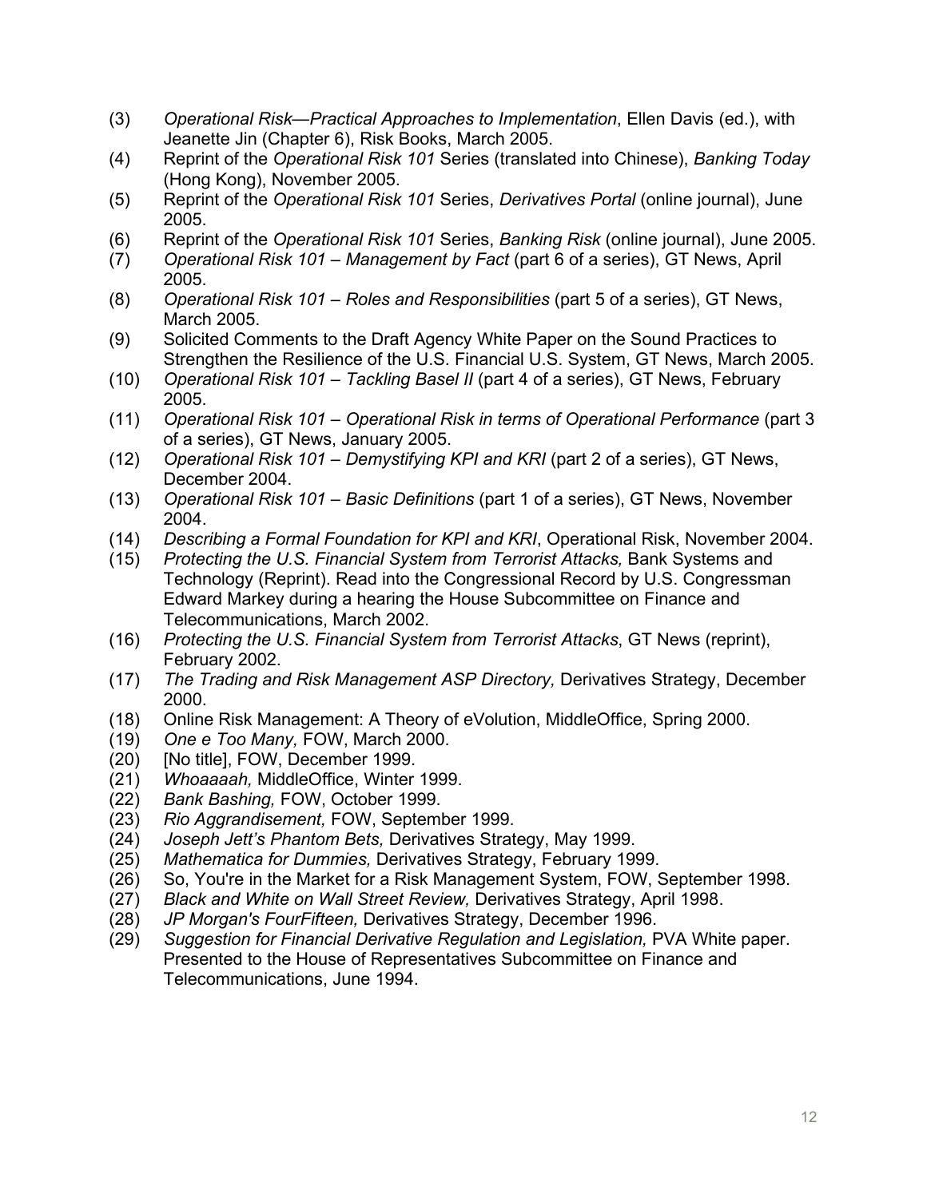(3) *Operational Risk—Practical Approaches to Implementation*, Ellen Davis (ed.), with Jeanette Jin (Chapter 6), Risk Books, March 2005.

(4) Reprint of the *Operational Risk 101* Series (translated into Chinese), *Banking Today* (Hong Kong), November 2005.

(5) Reprint of the *Operational Risk 101* Series, *Derivatives Portal* (online journal), June 2005.

(6) Reprint of the *Operational Risk 101* Series, *Banking Risk* (online journal), June 2005.

(7) *Operational Risk 101 – Management by Fact* (part 6 of a series), GT News, April 2005.

(8) *Operational Risk 101 – Roles and Responsibilities* (part 5 of a series), GT News, March 2005.

(9) Solicited Comments to the Draft Agency White Paper on the Sound Practices to Strengthen the Resilience of the U.S. Financial U.S. System, GT News, March 2005.

(10) *Operational Risk 101 – Tackling Basel II* (part 4 of a series), GT News, February 2005.

(11) *Operational Risk 101 – Operational Risk in terms of Operational Performance* (part 3 of a series), GT News, January 2005.

(12) *Operational Risk 101 – Demystifying KPI and KRI* (part 2 of a series), GT News, December 2004.

(13) *Operational Risk 101 – Basic Definitions* (part 1 of a series), GT News, November 2004.

(14) *Describing a Formal Foundation for KPI and KRI*, Operational Risk, November 2004.

(15) *Protecting the U.S. Financial System from Terrorist Attacks,* Bank Systems and Technology (Reprint). Read into the Congressional Record by U.S. Congressman Edward Markey during a hearing the House Subcommittee on Finance and Telecommunications, March 2002.

(16) *Protecting the U.S. Financial System from Terrorist Attacks*, GT News (reprint), February 2002.

(17) *The Trading and Risk Management ASP Directory,* Derivatives Strategy, December 2000.

(18) Online Risk Management: A Theory of eVolution, MiddleOffice, Spring 2000.

(19) *One e Too Many,* FOW, March 2000.

(20) [No title], FOW, December 1999.

(21) *Whoaaaah,* MiddleOffice, Winter 1999.

(22) *Bank Bashing,* FOW, October 1999.

(23) *Rio Aggrandisement,* FOW, September 1999.

(24) *Joseph Jett's Phantom Bets,* Derivatives Strategy, May 1999.

(25) *Mathematica for Dummies,* Derivatives Strategy, February 1999.

(26) So, You're in the Market for a Risk Management System, FOW, September 1998.

(27) *Black and White on Wall Street Review,* Derivatives Strategy, April 1998.

(28) *JP Morgan's FourFifteen,* Derivatives Strategy, December 1996.

(29) *Suggestion for Financial Derivative Regulation and Legislation,* PVA White paper. Presented to the House of Representatives Subcommittee on Finance and Telecommunications, June 1994.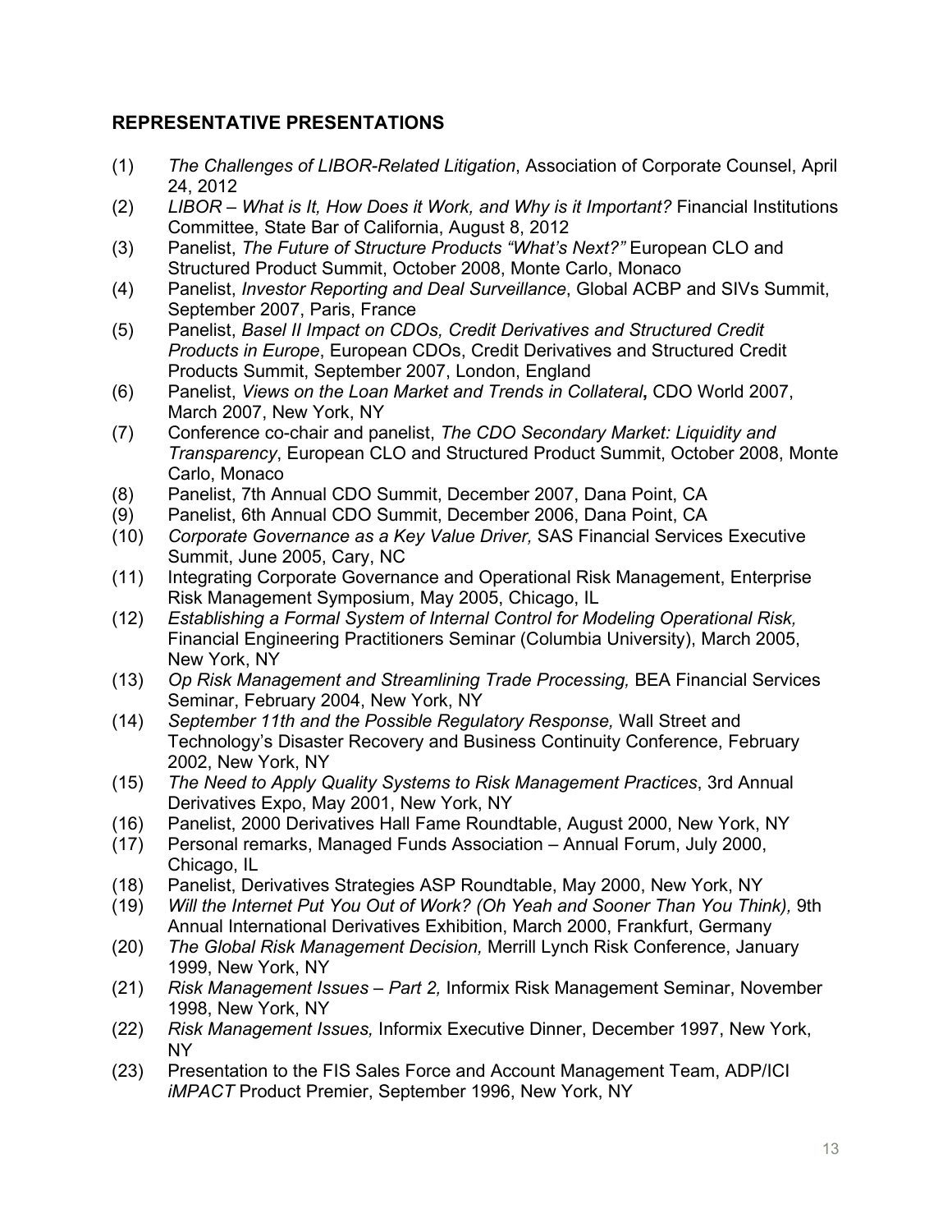## REPRESENTATIVE PRESENTATIONS

(1) *The Challenges of LIBOR-Related Litigation*, Association of Corporate Counsel, April 24, 2012

(2) *LIBOR – What is It, How Does it Work, and Why is it Important?* Financial Institutions Committee, State Bar of California, August 8, 2012

(3) Panelist, *The Future of Structure Products "What's Next?"* European CLO and Structured Product Summit, October 2008, Monte Carlo, Monaco

(4) Panelist, *Investor Reporting and Deal Surveillance*, Global ACBP and SIVs Summit, September 2007, Paris, France

(5) Panelist, *Basel II Impact on CDOs, Credit Derivatives and Structured Credit Products in Europe*, European CDOs, Credit Derivatives and Structured Credit Products Summit, September 2007, London, England

(6) Panelist, *Views on the Loan Market and Trends in Collateral*, CDO World 2007, March 2007, New York, NY

(7) Conference co-chair and panelist, *The CDO Secondary Market: Liquidity and Transparency*, European CLO and Structured Product Summit, October 2008, Monte Carlo, Monaco

(8) Panelist, 7th Annual CDO Summit, December 2007, Dana Point, CA

(9) Panelist, 6th Annual CDO Summit, December 2006, Dana Point, CA

(10) *Corporate Governance as a Key Value Driver,* SAS Financial Services Executive Summit, June 2005, Cary, NC

(11) Integrating Corporate Governance and Operational Risk Management, Enterprise Risk Management Symposium, May 2005, Chicago, IL

(12) *Establishing a Formal System of Internal Control for Modeling Operational Risk,* Financial Engineering Practitioners Seminar (Columbia University), March 2005, New York, NY

(13) *Op Risk Management and Streamlining Trade Processing,* BEA Financial Services Seminar, February 2004, New York, NY

(14) *September 11th and the Possible Regulatory Response,* Wall Street and Technology's Disaster Recovery and Business Continuity Conference, February 2002, New York, NY

(15) *The Need to Apply Quality Systems to Risk Management Practices*, 3rd Annual Derivatives Expo, May 2001, New York, NY

(16) Panelist, 2000 Derivatives Hall Fame Roundtable, August 2000, New York, NY

(17) Personal remarks, Managed Funds Association – Annual Forum, July 2000, Chicago, IL

(18) Panelist, Derivatives Strategies ASP Roundtable, May 2000, New York, NY

(19) *Will the Internet Put You Out of Work? (Oh Yeah and Sooner Than You Think),* 9th Annual International Derivatives Exhibition, March 2000, Frankfurt, Germany

(20) *The Global Risk Management Decision,* Merrill Lynch Risk Conference, January 1999, New York, NY

(21) *Risk Management Issues – Part 2,* Informix Risk Management Seminar, November 1998, New York, NY

(22) *Risk Management Issues,* Informix Executive Dinner, December 1997, New York, NY

(23) Presentation to the FIS Sales Force and Account Management Team, ADP/ICI *iMPACT* Product Premier, September 1996, New York, NY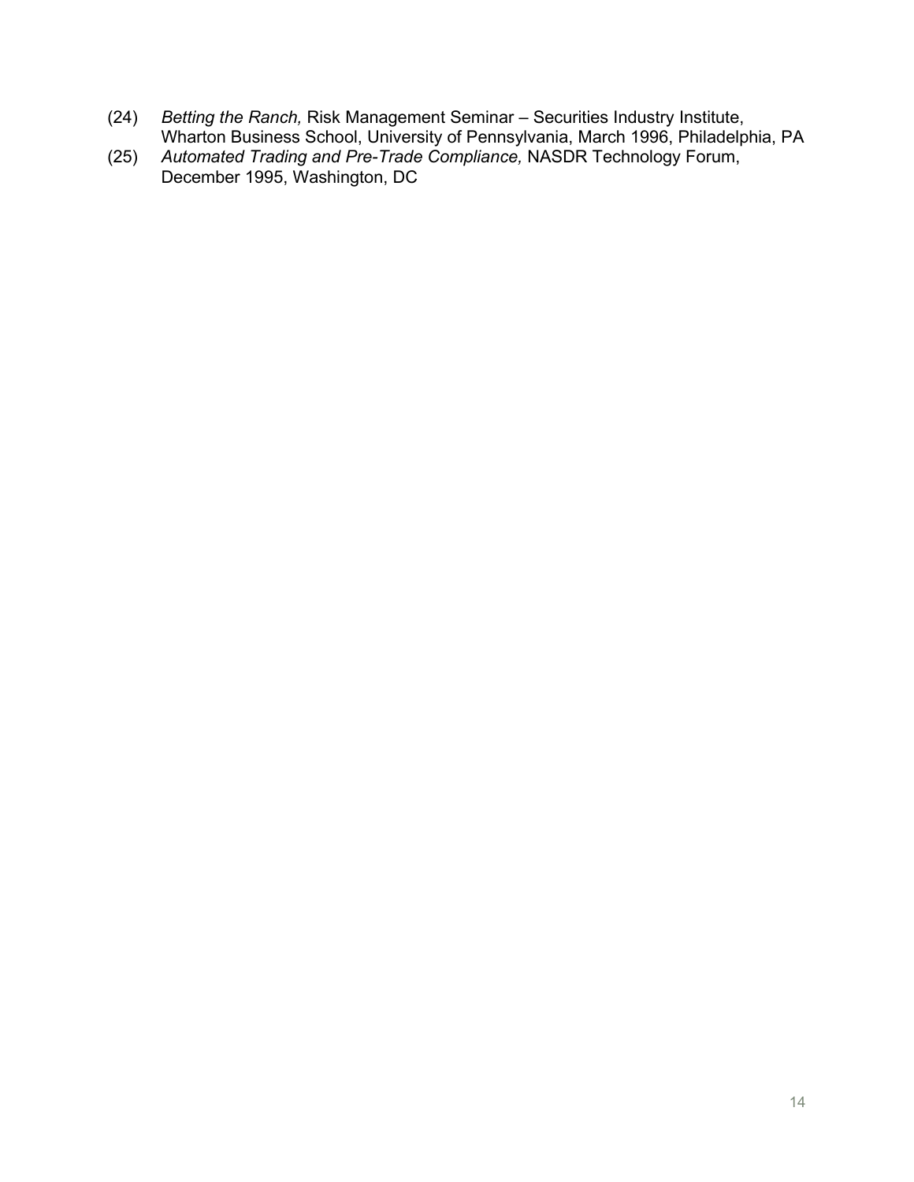(24) *Betting the Ranch,* Risk Management Seminar – Securities Industry Institute, Wharton Business School, University of Pennsylvania, March 1996, Philadelphia, PA

(25) *Automated Trading and Pre-Trade Compliance,* NASDR Technology Forum, December 1995, Washington, DC